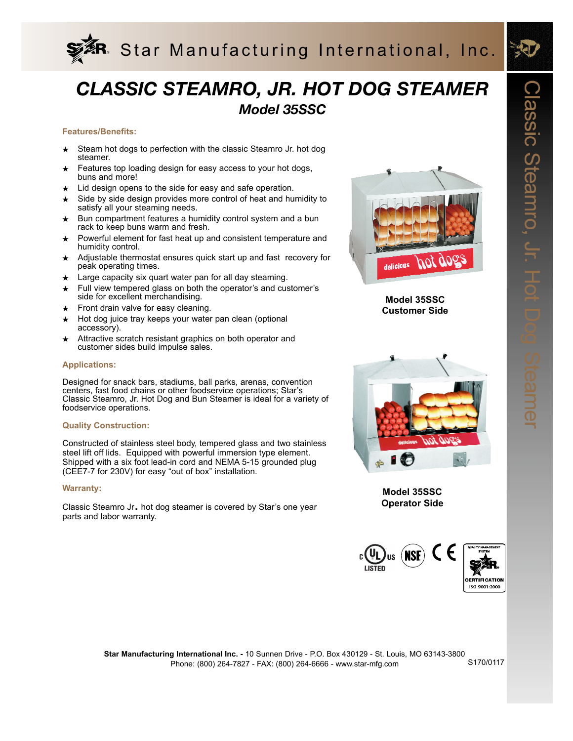Star Manufacturing International, Inc.

# CLASSIC STEAMRO, JR. HOT DOG STEAMER

## Model 35SSC

### Features/Benefits:

- ★ Steam hot dogs to perfection with the classic Steamro Jr. hot dog steamer.
- ★ Features top loading design for easy access to your hot dogs, buns and more!
- ★ Lid design opens to the side for easy and safe operation.
- ★ Side by side design provides more control of heat and humidity to satisfy all your steaming needs.
- ★ Bun compartment features a humidity control system and a bun rack to keep buns warm and fresh.
- ★ Powerful element for fast heat up and consistent temperature and humidity control.
- ★ Adjustable thermostat ensures quick start up and fast recovery for peak operating times.
- ★ Large capacity six quart water pan for all day steaming.
- ★ Full view tempered glass on both the operator's and customer's side for excellent merchandising.
- ★ Front drain valve for easy cleaning.
- ★ Hot dog juice tray keeps your water pan clean (optional accessory).
- ★ Attractive scratch resistant graphics on both operator and customer sides build impulse sales.

### Applications:

Designed for snack bars, stadiums, ball parks, arenas, convention centers, fast food chains or other foodservice operations; Star's Classic Steamro, Jr. Hot Dog and Bun Steamer is ideal for a variety of foodservice operations.

### Quality Construction:

Constructed of stainless steel body, tempered glass and two stainless steel lift off lids. Equipped with powerful immersion type element. Shipped with a six foot lead-in cord and NEMA 5-15 grounded plug (CEE7-7 for 230V) for easy "out of box" installation.

### Warranty:

Classic Steamro Jr. hot dog steamer is covered by Star's one year parts and labor warranty.

**Model 35SSC Customer Side**

**Model 35SSC Operator Side**

c UL us LISTED · NSF · CE · QUALITY MANAGEMENT SYSTEM STAR CERTIFICATION ISO 9001:2000

**Star Manufacturing International Inc.** - 10 Sunnen Drive - P.O. Box 430129 - St. Louis, MO 63143-3800
Phone: (800) 264-7827 - FAX: (800) 264-6666 - www.star-mfg.com

S170/0117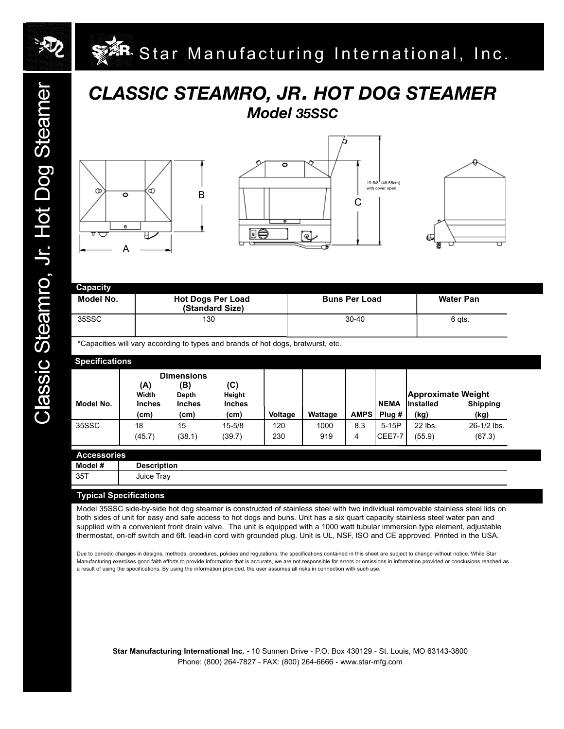Star Manufacturing International, Inc.

# CLASSIC STEAMRO, JR. HOT DOG STEAMER

## Model 35SSC

B

A

C

19-5/8" (48.58cm) with cover open

### Capacity

| Model No. | Hot Dogs Per Load (Standard Size) | Buns Per Load | Water Pan |
|---|---|---|---|
| 35SSC | 130 | 30-40 | 6 qts. |

*Capacities will vary according to types and brands of hot dogs, bratwurst, etc.

### Specifications

| Model No. | Dimensions (A) Width Inches (cm) | (B) Depth Inches (cm) | (C) Height Inches (cm) | Voltage | Wattage | AMPS | NEMA Plug # | Approximate Weight Installed (kg) | Shipping (kg) |
|---|---|---|---|---|---|---|---|---|---|
| 35SSC | 18 (45.7) | 15 (38.1) | 15-5/8 (39.7) | 120 / 230 | 1000 / 919 | 8.3 / 4 | 5-15P / CEE7-7 | 22 lbs. (55.9) | 26-1/2 lbs. (67.3) |

### Accessories

| Model # | Description |
|---|---|
| 35T | Juice Tray |

### Typical Specifications

Model 35SSC side-by-side hot dog steamer is constructed of stainless steel with two individual removable stainless steel lids on both sides of unit for easy and safe access to hot dogs and buns. Unit has a six quart capacity stainless steel water pan and supplied with a convenient front drain valve. The unit is equipped with a 1000 watt tubular immersion type element, adjustable thermostat, on-off switch and 6ft. lead-in cord with grounded plug. Unit is UL, NSF, ISO and CE approved. Printed in the USA.

Due to periodic changes in designs, methods, procedures, policies and regulations, the specifications contained in this sheet are subject to change without notice. While Star Manufacturing exercises good faith efforts to provide information that is accurate, we are not responsible for errors or omissions in information provided or conclusions reached as a result of using the specifications. By using the information provided, the user assumes all risks in connection with such use.

**Star Manufacturing International Inc. -** 10 Sunnen Drive - P.O. Box 430129 - St. Louis, MO 63143-3800
Phone: (800) 264-7827 - FAX: (800) 264-6666 - www.star-mfg.com